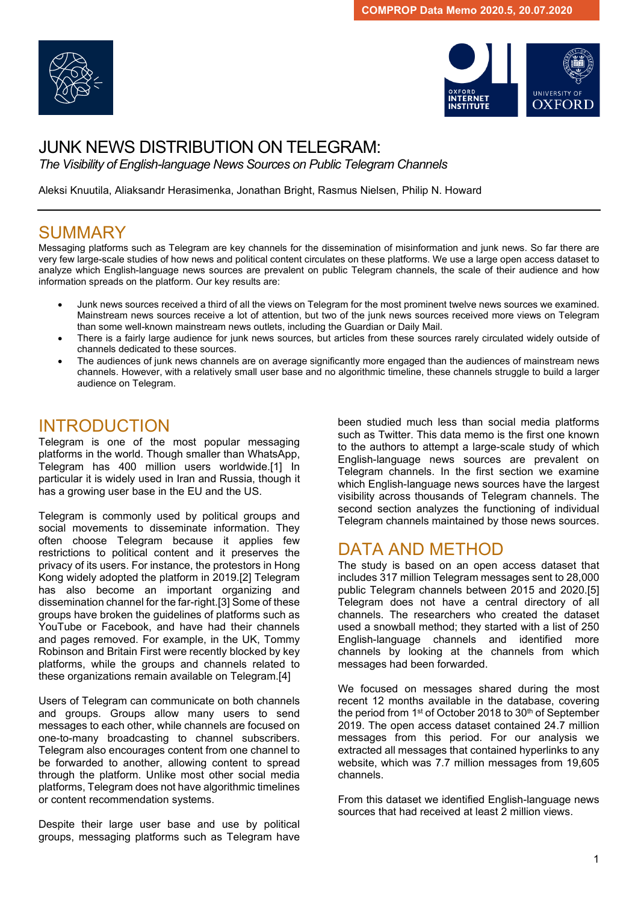COMPROP Data Memo 2020.5, 20.07.2020

# JUNK NEWS DISTRIBUTION ON TELEGRAM:

*The Visibility of English-language News Sources on Public Telegram Channels*

Aleksi Knuutila, Aliaksandr Herasimenka, Jonathan Bright, Rasmus Nielsen, Philip N. Howard

## SUMMARY

Messaging platforms such as Telegram are key channels for the dissemination of misinformation and junk news. So far there are very few large-scale studies of how news and political content circulates on these platforms. We use a large open access dataset to analyze which English-language news sources are prevalent on public Telegram channels, the scale of their audience and how information spreads on the platform. Our key results are:

- Junk news sources received a third of all the views on Telegram for the most prominent twelve news sources we examined. Mainstream news sources receive a lot of attention, but two of the junk news sources received more views on Telegram than some well-known mainstream news outlets, including the Guardian or Daily Mail.
- There is a fairly large audience for junk news sources, but articles from these sources rarely circulated widely outside of channels dedicated to these sources.
- The audiences of junk news channels are on average significantly more engaged than the audiences of mainstream news channels. However, with a relatively small user base and no algorithmic timeline, these channels struggle to build a larger audience on Telegram.

## INTRODUCTION

Telegram is one of the most popular messaging platforms in the world. Though smaller than WhatsApp, Telegram has 400 million users worldwide.[1] In particular it is widely used in Iran and Russia, though it has a growing user base in the EU and the US.

Telegram is commonly used by political groups and social movements to disseminate information. They often choose Telegram because it applies few restrictions to political content and it preserves the privacy of its users. For instance, the protestors in Hong Kong widely adopted the platform in 2019.[2] Telegram has also become an important organizing and dissemination channel for the far-right.[3] Some of these groups have broken the guidelines of platforms such as YouTube or Facebook, and have had their channels and pages removed. For example, in the UK, Tommy Robinson and Britain First were recently blocked by key platforms, while the groups and channels related to these organizations remain available on Telegram.[4]

Users of Telegram can communicate on both channels and groups. Groups allow many users to send messages to each other, while channels are focused on one-to-many broadcasting to channel subscribers. Telegram also encourages content from one channel to be forwarded to another, allowing content to spread through the platform. Unlike most other social media platforms, Telegram does not have algorithmic timelines or content recommendation systems.

Despite their large user base and use by political groups, messaging platforms such as Telegram have been studied much less than social media platforms such as Twitter. This data memo is the first one known to the authors to attempt a large-scale study of which English-language news sources are prevalent on Telegram channels. In the first section we examine which English-language news sources have the largest visibility across thousands of Telegram channels. The second section analyzes the functioning of individual Telegram channels maintained by those news sources.

## DATA AND METHOD

The study is based on an open access dataset that includes 317 million Telegram messages sent to 28,000 public Telegram channels between 2015 and 2020.[5] Telegram does not have a central directory of all channels. The researchers who created the dataset used a snowball method; they started with a list of 250 English-language channels and identified more channels by looking at the channels from which messages had been forwarded.

We focused on messages shared during the most recent 12 months available in the database, covering the period from 1st of October 2018 to 30th of September 2019. The open access dataset contained 24.7 million messages from this period. For our analysis we extracted all messages that contained hyperlinks to any website, which was 7.7 million messages from 19,605 channels.

From this dataset we identified English-language news sources that had received at least 2 million views.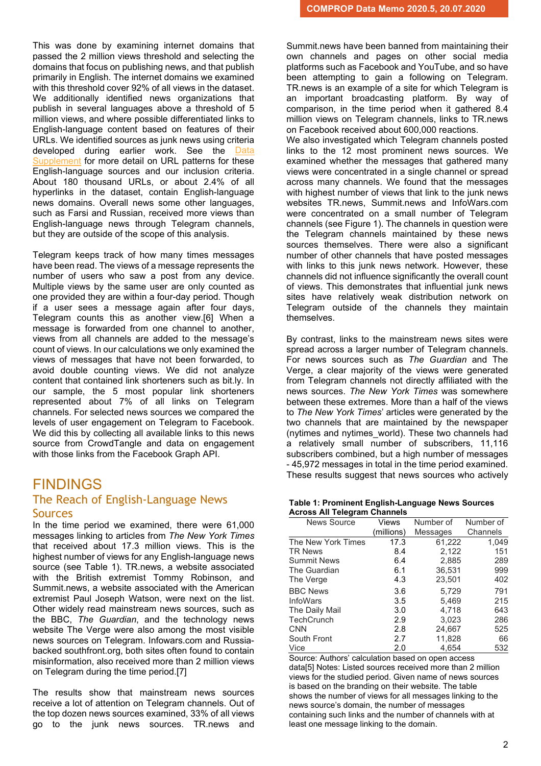This was done by examining internet domains that passed the 2 million views threshold and selecting the domains that focus on publishing news, and that publish primarily in English. The internet domains we examined with this threshold cover 92% of all views in the dataset. We additionally identified news organizations that publish in several languages above a threshold of 5 million views, and where possible differentiated links to English-language content based on features of their URLs. We identified sources as junk news using criteria developed during earlier work. See the Data Supplement for more detail on URL patterns for these English-language sources and our inclusion criteria. About 180 thousand URLs, or about 2.4% of all hyperlinks in the dataset, contain English-language news domains. Overall news some other languages, such as Farsi and Russian, received more views than English-language news through Telegram channels, but they are outside of the scope of this analysis.

Telegram keeps track of how many times messages have been read. The views of a message represents the number of users who saw a post from any device. Multiple views by the same user are only counted as one provided they are within a four-day period. Though if a user sees a message again after four days, Telegram counts this as another view.[6] When a message is forwarded from one channel to another, views from all channels are added to the message's count of views. In our calculations we only examined the views of messages that have not been forwarded, to avoid double counting views. We did not analyze content that contained link shorteners such as bit.ly. In our sample, the 5 most popular link shorteners represented about 7% of all links on Telegram channels. For selected news sources we compared the levels of user engagement on Telegram to Facebook. We did this by collecting all available links to this news source from CrowdTangle and data on engagement with those links from the Facebook Graph API.

# FINDINGS

## The Reach of English-Language News Sources

In the time period we examined, there were 61,000 messages linking to articles from *The New York Times* that received about 17.3 million views. This is the highest number of views for any English-language news source (see Table 1). TR.news, a website associated with the British extremist Tommy Robinson, and Summit.news, a website associated with the American extremist Paul Joseph Watson, were next on the list. Other widely read mainstream news sources, such as the BBC, *The Guardian*, and the technology news website The Verge were also among the most visible news sources on Telegram. Infowars.com and Russia-backed southfront.org, both sites often found to contain misinformation, also received more than 2 million views on Telegram during the time period.[7]

The results show that mainstream news sources receive a lot of attention on Telegram channels. Out of the top dozen news sources examined, 33% of all views go to the junk news sources. TR.news and Summit.news have been banned from maintaining their own channels and pages on other social media platforms such as Facebook and YouTube, and so have been attempting to gain a following on Telegram. TR.news is an example of a site for which Telegram is an important broadcasting platform. By way of comparison, in the time period when it gathered 8.4 million views on Telegram channels, links to TR.news on Facebook received about 600,000 reactions.

We also investigated which Telegram channels posted links to the 12 most prominent news sources. We examined whether the messages that gathered many views were concentrated in a single channel or spread across many channels. We found that the messages with highest number of views that link to the junk news websites TR.news, Summit.news and InfoWars.com were concentrated on a small number of Telegram channels (see Figure 1). The channels in question were the Telegram channels maintained by these news sources themselves. There were also a significant number of other channels that have posted messages with links to this junk news network. However, these channels did not influence significantly the overall count of views. This demonstrates that influential junk news sites have relatively weak distribution network on Telegram outside of the channels they maintain themselves.

By contrast, links to the mainstream news sites were spread across a larger number of Telegram channels. For news sources such as *The Guardian* and The Verge, a clear majority of the views were generated from Telegram channels not directly affiliated with the news sources. *The New York Times* was somewhere between these extremes. More than a half of the views to *The New York Times*' articles were generated by the two channels that are maintained by the newspaper (nytimes and nytimes_world). These two channels had a relatively small number of subscribers, 11,116 subscribers combined, but a high number of messages - 45,972 messages in total in the time period examined. These results suggest that news sources who actively

**Table 1: Prominent English-Language News Sources Across All Telegram Channels**

| News Source | Views (millions) | Number of Messages | Number of Channels |
|---|---|---|---|
| The New York Times | 17.3 | 61,222 | 1,049 |
| TR News | 8.4 | 2,122 | 151 |
| Summit News | 6.4 | 2,885 | 289 |
| The Guardian | 6.1 | 36,531 | 999 |
| The Verge | 4.3 | 23,501 | 402 |
| BBC News | 3.6 | 5,729 | 791 |
| InfoWars | 3.5 | 5,469 | 215 |
| The Daily Mail | 3.0 | 4,718 | 643 |
| TechCrunch | 2.9 | 3,023 | 286 |
| CNN | 2.8 | 24,667 | 525 |
| South Front | 2.7 | 11,828 | 66 |
| Vice | 2.0 | 4,654 | 532 |

Source: Authors' calculation based on open access data[5] Notes: Listed sources received more than 2 million views for the studied period. Given name of news sources is based on the branding on their website. The table shows the number of views for all messages linking to the news source's domain, the number of messages containing such links and the number of channels with at least one message linking to the domain.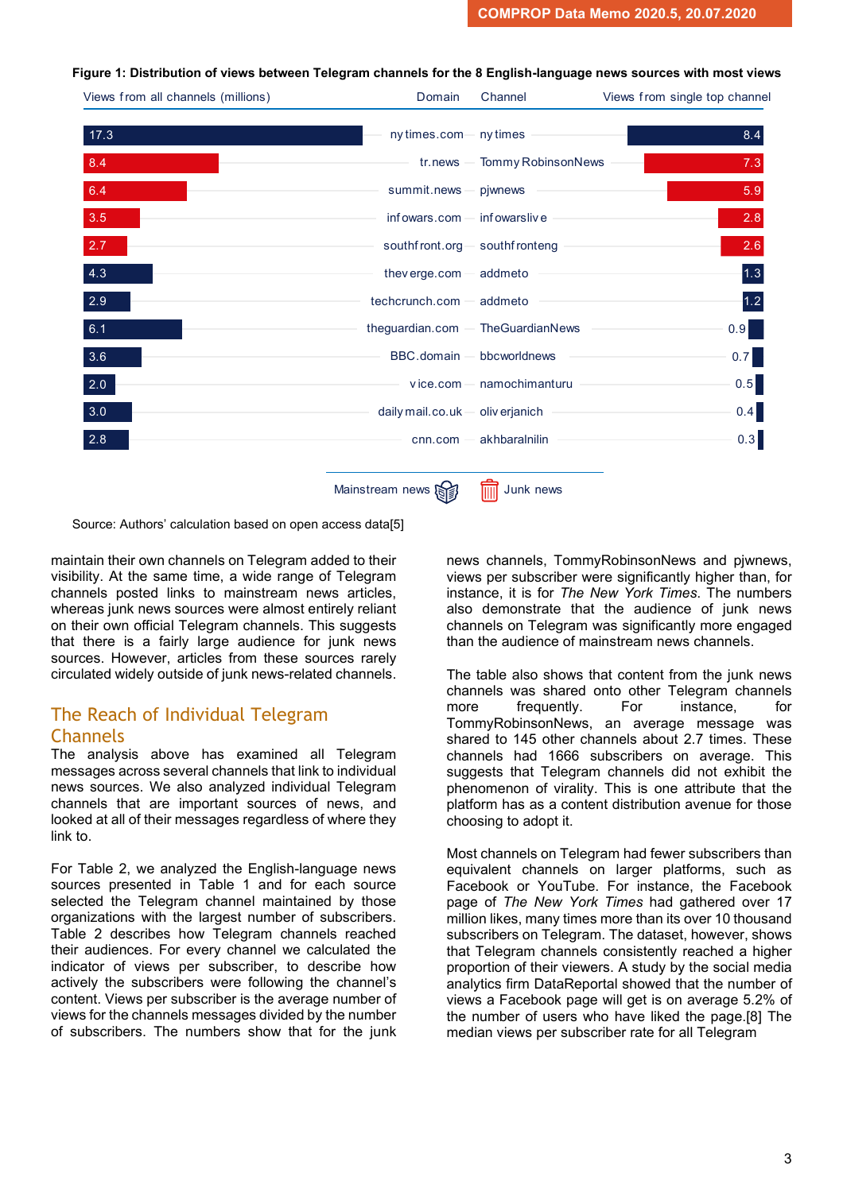**Figure 1: Distribution of views between Telegram channels for the 8 English-language news sources with most views**

Views from all channels (millions) | Domain | Channel | Views from single top channel

17.3 nytimes.com nytimes 8.4
8.4 tr.news Tommy RobinsonNews 7.3
6.4 summit.news pjwnews 5.9
3.5 infowars.com infowarslive 2.8
2.7 southfront.org southfronteng 2.6
4.3 theverge.com addmeto 1.3
2.9 techcrunch.com addmeto 1.2
6.1 theguardian.com TheGuardianNews 0.9
3.6 BBC.domain bbcworldnews 0.7
2.0 vice.com namochimanturu 0.5
3.0 dailymail.co.uk oliverjanich 0.4
2.8 cnn.com akhbaralnilin 0.3

Mainstream news | Junk news

Source: Authors' calculation based on open access data[5]

maintain their own channels on Telegram added to their visibility. At the same time, a wide range of Telegram channels posted links to mainstream news articles, whereas junk news sources were almost entirely reliant on their own official Telegram channels. This suggests that there is a fairly large audience for junk news sources. However, articles from these sources rarely circulated widely outside of junk news-related channels.

## The Reach of Individual Telegram Channels

The analysis above has examined all Telegram messages across several channels that link to individual news sources. We also analyzed individual Telegram channels that are important sources of news, and looked at all of their messages regardless of where they link to.

For Table 2, we analyzed the English-language news sources presented in Table 1 and for each source selected the Telegram channel maintained by those organizations with the largest number of subscribers. Table 2 describes how Telegram channels reached their audiences. For every channel we calculated the indicator of views per subscriber, to describe how actively the subscribers were following the channel's content. Views per subscriber is the average number of views for the channels messages divided by the number of subscribers. The numbers show that for the junk news channels, TommyRobinsonNews and pjwnews, views per subscriber were significantly higher than, for instance, it is for *The New York Times*. The numbers also demonstrate that the audience of junk news channels on Telegram was significantly more engaged than the audience of mainstream news channels.

The table also shows that content from the junk news channels was shared onto other Telegram channels more frequently. For instance, for TommyRobinsonNews, an average message was shared to 145 other channels about 2.7 times. These channels had 1666 subscribers on average. This suggests that Telegram channels did not exhibit the phenomenon of virality. This is one attribute that the platform has as a content distribution avenue for those choosing to adopt it.

Most channels on Telegram had fewer subscribers than equivalent channels on larger platforms, such as Facebook or YouTube. For instance, the Facebook page of *The New York Times* had gathered over 17 million likes, many times more than its over 10 thousand subscribers on Telegram. The dataset, however, shows that Telegram channels consistently reached a higher proportion of their viewers. A study by the social media analytics firm DataReportal showed that the number of views a Facebook page will get is on average 5.2% of the number of users who have liked the page.[8] The median views per subscriber rate for all Telegram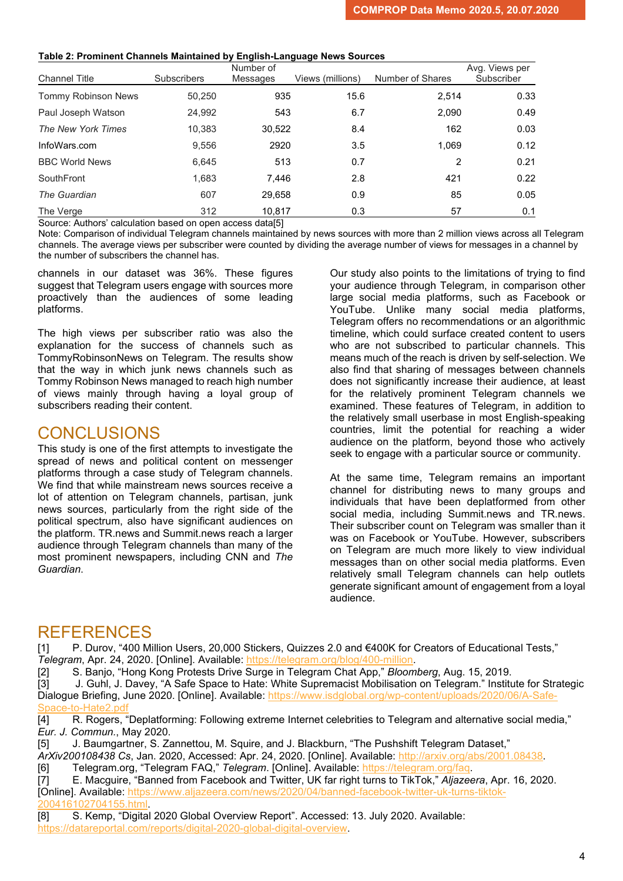**Table 2: Prominent Channels Maintained by English-Language News Sources**

| Channel Title | Subscribers | Number of Messages | Views (millions) | Number of Shares | Avg. Views per Subscriber |
|---|---|---|---|---|---|
| Tommy Robinson News | 50,250 | 935 | 15.6 | 2,514 | 0.33 |
| Paul Joseph Watson | 24,992 | 543 | 6.7 | 2,090 | 0.49 |
| *The New York Times* | 10,383 | 30,522 | 8.4 | 162 | 0.03 |
| InfoWars.com | 9,556 | 2920 | 3.5 | 1,069 | 0.12 |
| BBC World News | 6,645 | 513 | 0.7 | 2 | 0.21 |
| SouthFront | 1,683 | 7,446 | 2.8 | 421 | 0.22 |
| *The Guardian* | 607 | 29,658 | 0.9 | 85 | 0.05 |
| The Verge | 312 | 10,817 | 0.3 | 57 | 0.1 |

Source: Authors' calculation based on open access data[5]

Note: Comparison of individual Telegram channels maintained by news sources with more than 2 million views across all Telegram channels. The average views per subscriber were counted by dividing the average number of views for messages in a channel by the number of subscribers the channel has.

channels in our dataset was 36%. These figures suggest that Telegram users engage with sources more proactively than the audiences of some leading platforms.

The high views per subscriber ratio was also the explanation for the success of channels such as TommyRobinsonNews on Telegram. The results show that the way in which junk news channels such as Tommy Robinson News managed to reach high number of views mainly through having a loyal group of subscribers reading their content.

# CONCLUSIONS

This study is one of the first attempts to investigate the spread of news and political content on messenger platforms through a case study of Telegram channels. We find that while mainstream news sources receive a lot of attention on Telegram channels, partisan, junk news sources, particularly from the right side of the political spectrum, also have significant audiences on the platform. TR.news and Summit.news reach a larger audience through Telegram channels than many of the most prominent newspapers, including CNN and *The Guardian*.

Our study also points to the limitations of trying to find your audience through Telegram, in comparison other large social media platforms, such as Facebook or YouTube. Unlike many social media platforms, Telegram offers no recommendations or an algorithmic timeline, which could surface created content to users who are not subscribed to particular channels. This means much of the reach is driven by self-selection. We also find that sharing of messages between channels does not significantly increase their audience, at least for the relatively prominent Telegram channels we examined. These features of Telegram, in addition to the relatively small userbase in most English-speaking countries, limit the potential for reaching a wider audience on the platform, beyond those who actively seek to engage with a particular source or community.

At the same time, Telegram remains an important channel for distributing news to many groups and individuals that have been deplatformed from other social media, including Summit.news and TR.news. Their subscriber count on Telegram was smaller than it was on Facebook or YouTube. However, subscribers on Telegram are much more likely to view individual messages than on other social media platforms. Even relatively small Telegram channels can help outlets generate significant amount of engagement from a loyal audience.

# REFERENCES

[1] P. Durov, "400 Million Users, 20,000 Stickers, Quizzes 2.0 and €400K for Creators of Educational Tests," *Telegram*, Apr. 24, 2020. [Online]. Available: https://telegram.org/blog/400-million.

[2] S. Banjo, "Hong Kong Protests Drive Surge in Telegram Chat App," *Bloomberg*, Aug. 15, 2019.

[3] J. Guhl, J. Davey, "A Safe Space to Hate: White Supremacist Mobilisation on Telegram." Institute for Strategic Dialogue Briefing, June 2020. [Online]. Available: https://www.isdglobal.org/wp-content/uploads/2020/06/A-Safe-Space-to-Hate2.pdf

[4] R. Rogers, "Deplatforming: Following extreme Internet celebrities to Telegram and alternative social media," *Eur. J. Commun.*, May 2020.

[5] J. Baumgartner, S. Zannettou, M. Squire, and J. Blackburn, "The Pushshift Telegram Dataset," *ArXiv200108438 Cs*, Jan. 2020, Accessed: Apr. 24, 2020. [Online]. Available: http://arxiv.org/abs/2001.08438.

[6] Telegram.org, "Telegram FAQ," *Telegram*. [Online]. Available: https://telegram.org/faq.

[7] E. Macguire, "Banned from Facebook and Twitter, UK far right turns to TikTok," *Aljazeera*, Apr. 16, 2020. [Online]. Available: https://www.aljazeera.com/news/2020/04/banned-facebook-twitter-uk-turns-tiktok-200416102704155.html.

[8] S. Kemp, "Digital 2020 Global Overview Report". Accessed: 13. July 2020. Available: https://datareportal.com/reports/digital-2020-global-digital-overview.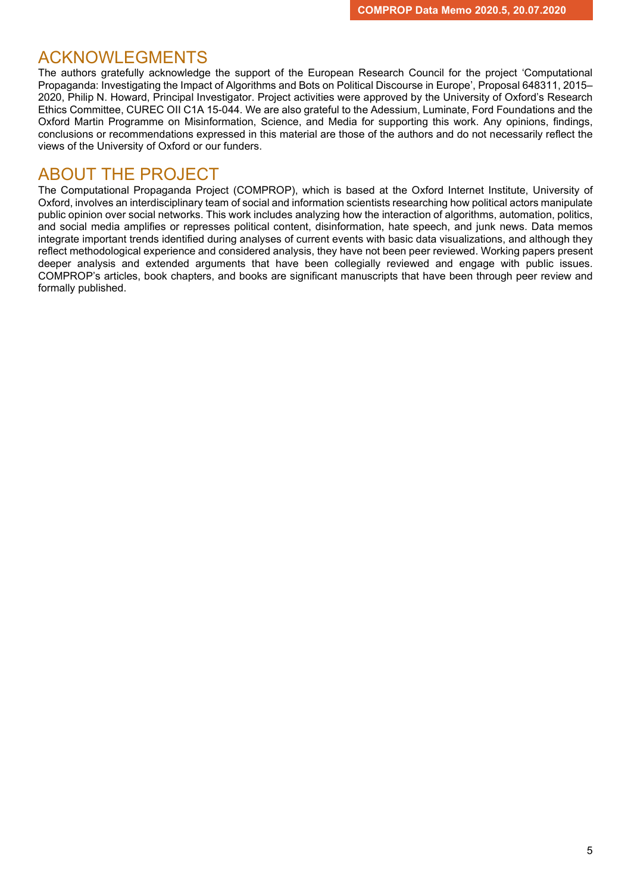## ACKNOWLEGMENTS

The authors gratefully acknowledge the support of the European Research Council for the project 'Computational Propaganda: Investigating the Impact of Algorithms and Bots on Political Discourse in Europe', Proposal 648311, 2015–2020, Philip N. Howard, Principal Investigator. Project activities were approved by the University of Oxford's Research Ethics Committee, CUREC OII C1A 15-044. We are also grateful to the Adessium, Luminate, Ford Foundations and the Oxford Martin Programme on Misinformation, Science, and Media for supporting this work. Any opinions, findings, conclusions or recommendations expressed in this material are those of the authors and do not necessarily reflect the views of the University of Oxford or our funders.

## ABOUT THE PROJECT

The Computational Propaganda Project (COMPROP), which is based at the Oxford Internet Institute, University of Oxford, involves an interdisciplinary team of social and information scientists researching how political actors manipulate public opinion over social networks. This work includes analyzing how the interaction of algorithms, automation, politics, and social media amplifies or represses political content, disinformation, hate speech, and junk news. Data memos integrate important trends identified during analyses of current events with basic data visualizations, and although they reflect methodological experience and considered analysis, they have not been peer reviewed. Working papers present deeper analysis and extended arguments that have been collegially reviewed and engage with public issues. COMPROP's articles, book chapters, and books are significant manuscripts that have been through peer review and formally published.